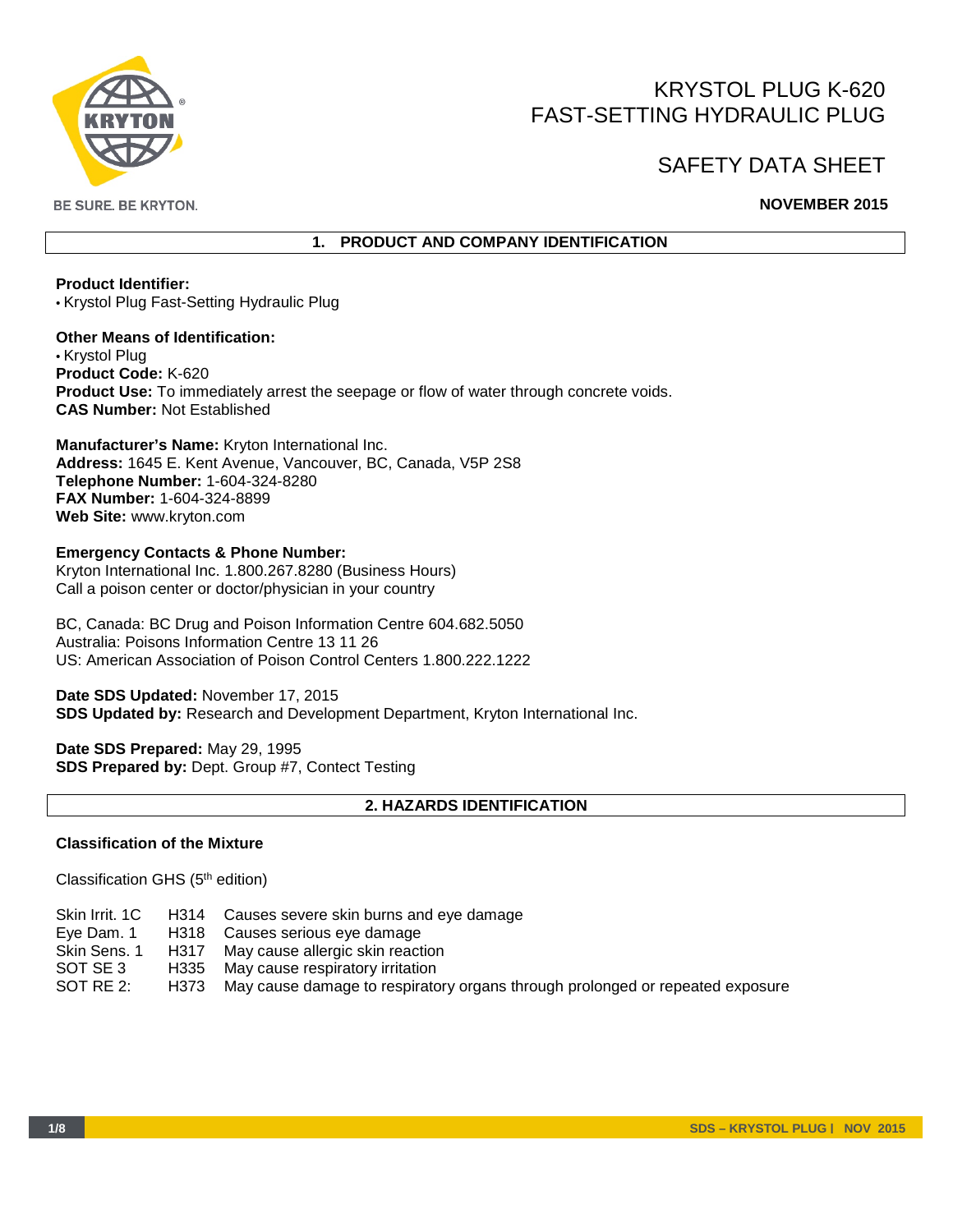BE SURE. BE KRYTON.

# KRYSTOL PLUG K-620
# FAST-SETTING HYDRAULIC PLUG

# SAFETY DATA SHEET

**NOVEMBER 2015**

## 1. PRODUCT AND COMPANY IDENTIFICATION

**Product Identifier:**
- Krystol Plug Fast-Setting Hydraulic Plug

**Other Means of Identification:**
- Krystol Plug

**Product Code:** K-620
**Product Use:** To immediately arrest the seepage or flow of water through concrete voids.
**CAS Number:** Not Established

**Manufacturer's Name:** Kryton International Inc.
**Address:** 1645 E. Kent Avenue, Vancouver, BC, Canada, V5P 2S8
**Telephone Number:** 1-604-324-8280
**FAX Number:** 1-604-324-8899
**Web Site:** www.kryton.com

**Emergency Contacts & Phone Number:**
Kryton International Inc. 1.800.267.8280 (Business Hours)
Call a poison center or doctor/physician in your country

BC, Canada: BC Drug and Poison Information Centre 604.682.5050
Australia: Poisons Information Centre 13 11 26
US: American Association of Poison Control Centers 1.800.222.1222

**Date SDS Updated:** November 17, 2015
**SDS Updated by:** Research and Development Department, Kryton International Inc.

**Date SDS Prepared:** May 29, 1995
**SDS Prepared by:** Dept. Group #7, Contect Testing

## 2. HAZARDS IDENTIFICATION

**Classification of the Mixture**

Classification GHS (5th edition)

| | | |
|---|---|---|
| Skin Irrit. 1C | H314 | Causes severe skin burns and eye damage |
| Eye Dam. 1 | H318 | Causes serious eye damage |
| Skin Sens. 1 | H317 | May cause allergic skin reaction |
| SOT SE 3 | H335 | May cause respiratory irritation |
| SOT RE 2: | H373 | May cause damage to respiratory organs through prolonged or repeated exposure |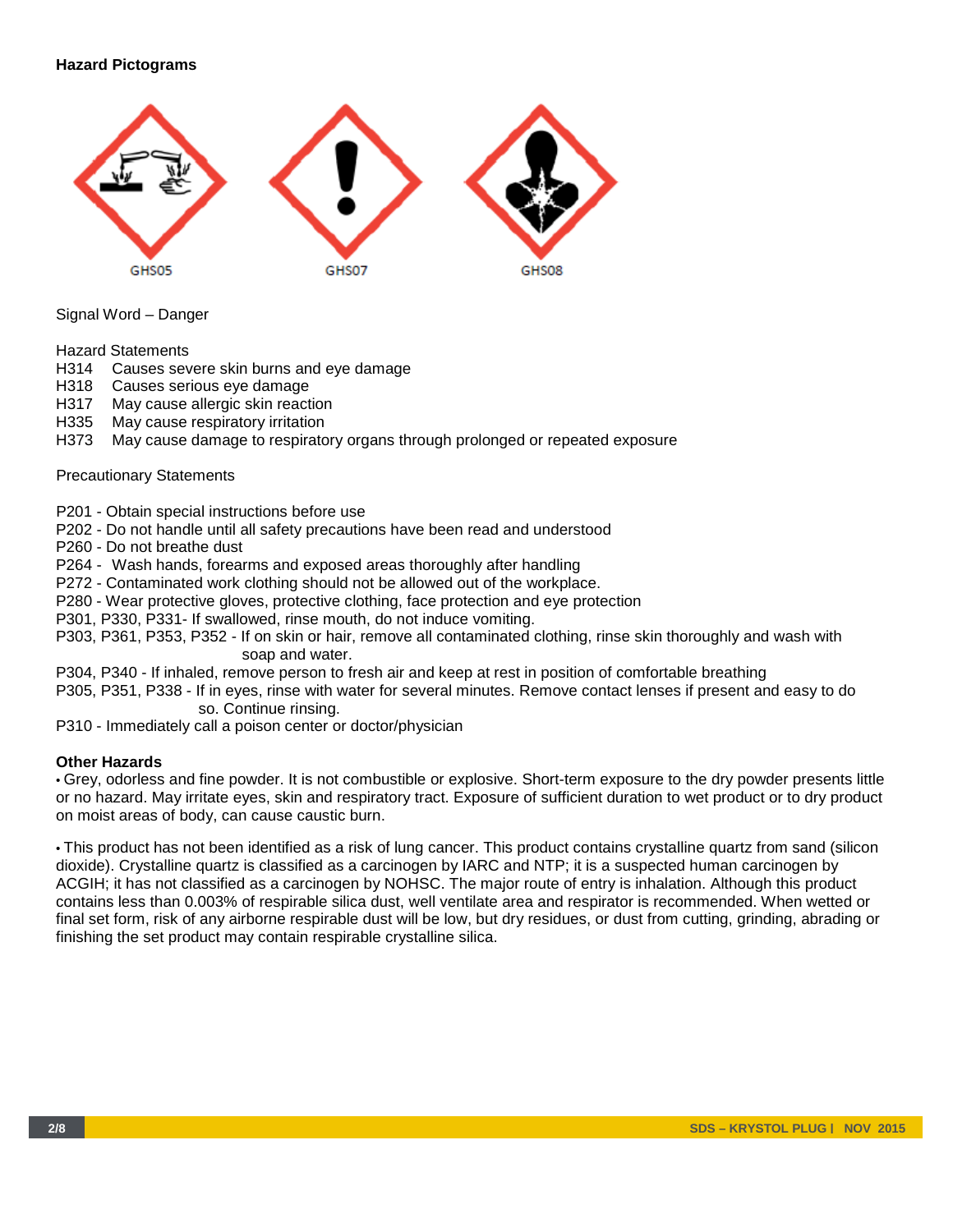**Hazard Pictograms**

GHS05 GHS07 GHS08

Signal Word – Danger

Hazard Statements

- H314 Causes severe skin burns and eye damage
- H318 Causes serious eye damage
- H317 May cause allergic skin reaction
- H335 May cause respiratory irritation
- H373 May cause damage to respiratory organs through prolonged or repeated exposure

Precautionary Statements

- P201 - Obtain special instructions before use
- P202 - Do not handle until all safety precautions have been read and understood
- P260 - Do not breathe dust
- P264 - Wash hands, forearms and exposed areas thoroughly after handling
- P272 - Contaminated work clothing should not be allowed out of the workplace.
- P280 - Wear protective gloves, protective clothing, face protection and eye protection
- P301, P330, P331- If swallowed, rinse mouth, do not induce vomiting.
- P303, P361, P353, P352 - If on skin or hair, remove all contaminated clothing, rinse skin thoroughly and wash with soap and water.
- P304, P340 - If inhaled, remove person to fresh air and keep at rest in position of comfortable breathing
- P305, P351, P338 - If in eyes, rinse with water for several minutes. Remove contact lenses if present and easy to do so. Continue rinsing.
- P310 - Immediately call a poison center or doctor/physician

**Other Hazards**

• Grey, odorless and fine powder. It is not combustible or explosive. Short-term exposure to the dry powder presents little or no hazard. May irritate eyes, skin and respiratory tract. Exposure of sufficient duration to wet product or to dry product on moist areas of body, can cause caustic burn.

• This product has not been identified as a risk of lung cancer. This product contains crystalline quartz from sand (silicon dioxide). Crystalline quartz is classified as a carcinogen by IARC and NTP; it is a suspected human carcinogen by ACGIH; it has not classified as a carcinogen by NOHSC. The major route of entry is inhalation. Although this product contains less than 0.003% of respirable silica dust, well ventilate area and respirator is recommended. When wetted or final set form, risk of any airborne respirable dust will be low, but dry residues, or dust from cutting, grinding, abrading or finishing the set product may contain respirable crystalline silica.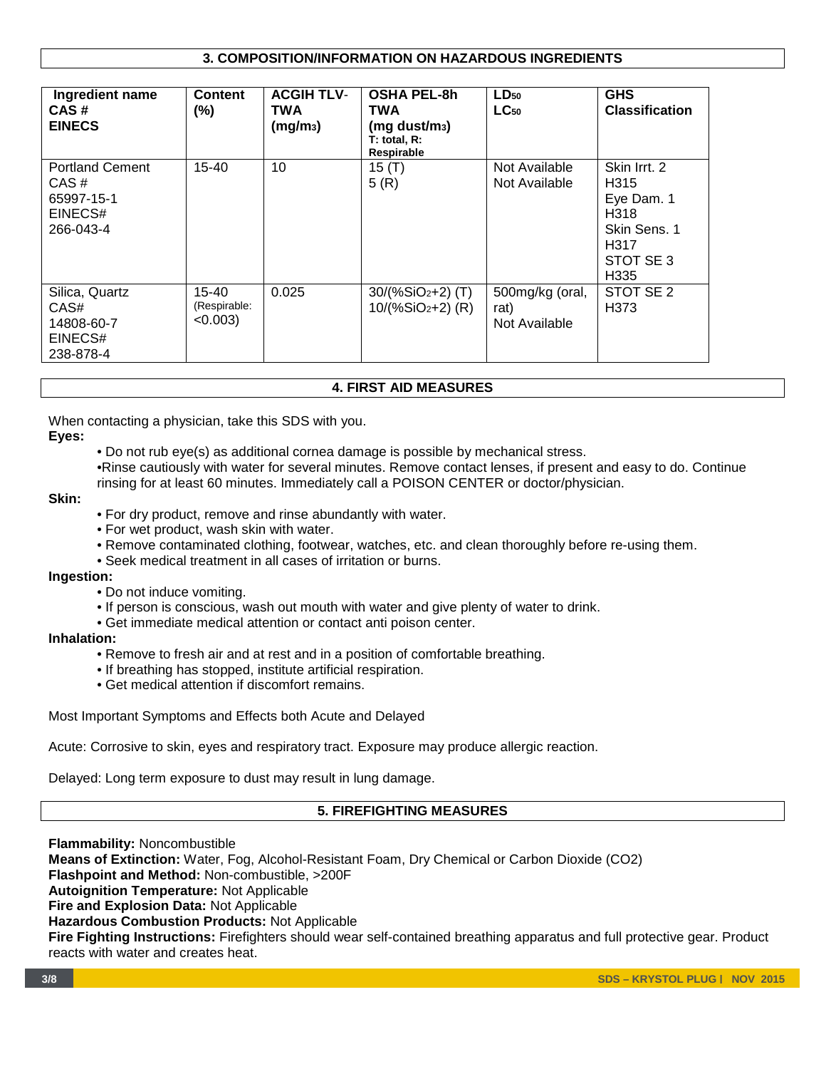## 3. COMPOSITION/INFORMATION ON HAZARDOUS INGREDIENTS

| Ingredient name<br>CAS #<br>EINECS | Content (%) | ACGIH TLV-TWA ($mg/m_3$) | OSHA PEL-8h TWA ($mg$ $dust/m_3$)<br>T: total, R: Respirable | $LD_{50}$<br>$LC_{50}$ | GHS Classification |
|---|---|---|---|---|---|
| Portland Cement<br>CAS #<br>65997-15-1<br>EINECS#<br>266-043-4 | 15-40 | 10 | 15 (T)<br>5 (R) | Not Available<br>Not Available | Skin Irrt. 2<br>H315<br>Eye Dam. 1<br>H318<br>Skin Sens. 1<br>H317<br>STOT SE 3<br>H335 |
| Silica, Quartz<br>CAS#<br>14808-60-7<br>EINECS#<br>238-878-4 | 15-40<br>(Respirable: <0.003) | 0.025 | 30/(% $SiO_2$+2) (T)<br>10/(% $SiO_2$+2) (R) | 500mg/kg (oral, rat)<br>Not Available | STOT SE 2<br>H373 |

## 4. FIRST AID MEASURES

When contacting a physician, take this SDS with you.

**Eyes:**

- Do not rub eye(s) as additional cornea damage is possible by mechanical stress.
- Rinse cautiously with water for several minutes. Remove contact lenses, if present and easy to do. Continue rinsing for at least 60 minutes. Immediately call a POISON CENTER or doctor/physician.

**Skin:**

- For dry product, remove and rinse abundantly with water.
- For wet product, wash skin with water.
- Remove contaminated clothing, footwear, watches, etc. and clean thoroughly before re-using them.
- Seek medical treatment in all cases of irritation or burns.

**Ingestion:**

- Do not induce vomiting.
- If person is conscious, wash out mouth with water and give plenty of water to drink.
- Get immediate medical attention or contact anti poison center.

**Inhalation:**

- Remove to fresh air and at rest and in a position of comfortable breathing.
- If breathing has stopped, institute artificial respiration.
- Get medical attention if discomfort remains.

Most Important Symptoms and Effects both Acute and Delayed

Acute: Corrosive to skin, eyes and respiratory tract. Exposure may produce allergic reaction.

Delayed: Long term exposure to dust may result in lung damage.

## 5. FIREFIGHTING MEASURES

**Flammability:** Noncombustible
**Means of Extinction:** Water, Fog, Alcohol-Resistant Foam, Dry Chemical or Carbon Dioxide ($CO_2$)
**Flashpoint and Method:** Non-combustible, >200F
**Autoignition Temperature:** Not Applicable
**Fire and Explosion Data:** Not Applicable
**Hazardous Combustion Products:** Not Applicable
**Fire Fighting Instructions:** Firefighters should wear self-contained breathing apparatus and full protective gear. Product reacts with water and creates heat.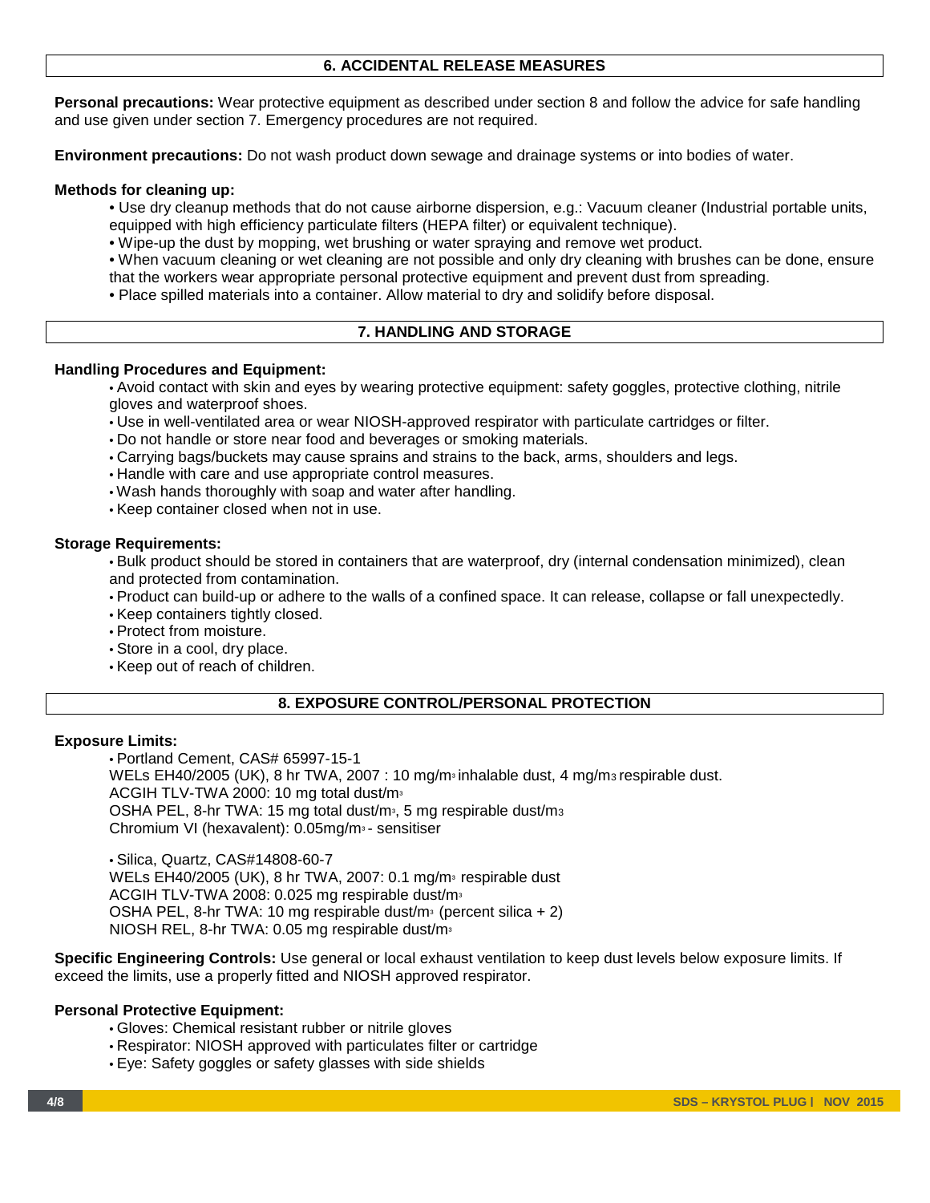## 6. ACCIDENTAL RELEASE MEASURES

**Personal precautions:** Wear protective equipment as described under section 8 and follow the advice for safe handling and use given under section 7. Emergency procedures are not required.

**Environment precautions:** Do not wash product down sewage and drainage systems or into bodies of water.

**Methods for cleaning up:**

- Use dry cleanup methods that do not cause airborne dispersion, e.g.: Vacuum cleaner (Industrial portable units, equipped with high efficiency particulate filters (HEPA filter) or equivalent technique).
- Wipe-up the dust by mopping, wet brushing or water spraying and remove wet product.
- When vacuum cleaning or wet cleaning are not possible and only dry cleaning with brushes can be done, ensure that the workers wear appropriate personal protective equipment and prevent dust from spreading.
- Place spilled materials into a container. Allow material to dry and solidify before disposal.

## 7. HANDLING AND STORAGE

**Handling Procedures and Equipment:**

- Avoid contact with skin and eyes by wearing protective equipment: safety goggles, protective clothing, nitrile gloves and waterproof shoes.
- Use in well-ventilated area or wear NIOSH-approved respirator with particulate cartridges or filter.
- Do not handle or store near food and beverages or smoking materials.
- Carrying bags/buckets may cause sprains and strains to the back, arms, shoulders and legs.
- Handle with care and use appropriate control measures.
- Wash hands thoroughly with soap and water after handling.
- Keep container closed when not in use.

**Storage Requirements:**

- Bulk product should be stored in containers that are waterproof, dry (internal condensation minimized), clean and protected from contamination.
- Product can build-up or adhere to the walls of a confined space. It can release, collapse or fall unexpectedly.
- Keep containers tightly closed.
- Protect from moisture.
- Store in a cool, dry place.
- Keep out of reach of children.

## 8. EXPOSURE CONTROL/PERSONAL PROTECTION

**Exposure Limits:**

- Portland Cement, CAS# 65997-15-1
  WELs EH40/2005 (UK), 8 hr TWA, 2007 : 10 mg/$m^3$ inhalable dust, 4 mg/$m^3$ respirable dust.
  ACGIH TLV-TWA 2000: 10 mg total dust/$m^3$
  OSHA PEL, 8-hr TWA: 15 mg total dust/$m^3$, 5 mg respirable dust/$m^3$
  Chromium VI (hexavalent): 0.05mg/$m^3$ - sensitiser

- Silica, Quartz, CAS#14808-60-7
  WELs EH40/2005 (UK), 8 hr TWA, 2007: 0.1 mg/$m^3$ respirable dust
  ACGIH TLV-TWA 2008: 0.025 mg respirable dust/$m^3$
  OSHA PEL, 8-hr TWA: 10 mg respirable dust/$m^3$ (percent silica + 2)
  NIOSH REL, 8-hr TWA: 0.05 mg respirable dust/$m^3$

**Specific Engineering Controls:** Use general or local exhaust ventilation to keep dust levels below exposure limits. If exceed the limits, use a properly fitted and NIOSH approved respirator.

**Personal Protective Equipment:**

- Gloves: Chemical resistant rubber or nitrile gloves
- Respirator: NIOSH approved with particulates filter or cartridge
- Eye: Safety goggles or safety glasses with side shields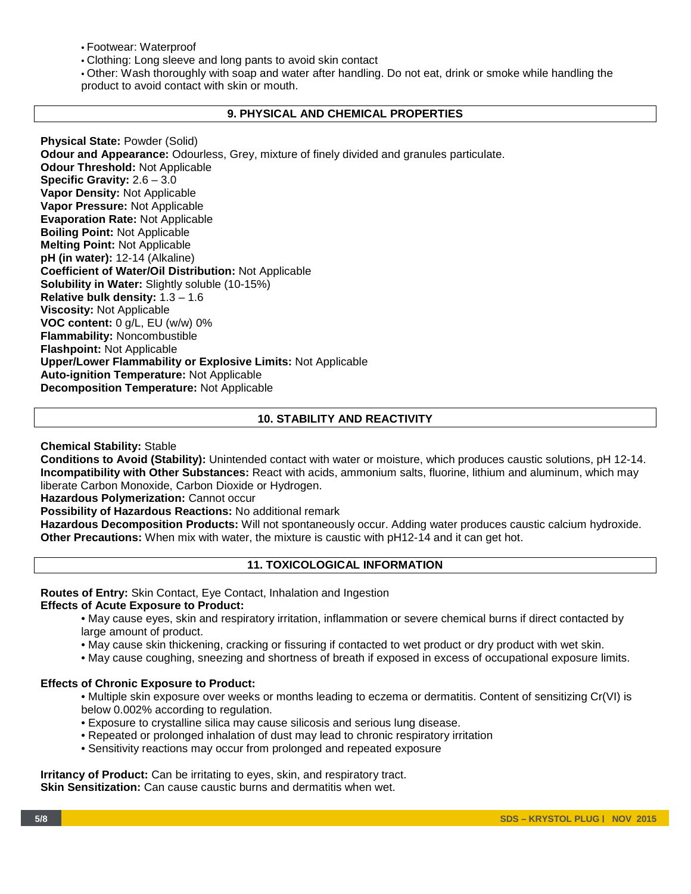- Footwear: Waterproof
- Clothing: Long sleeve and long pants to avoid skin contact
- Other: Wash thoroughly with soap and water after handling. Do not eat, drink or smoke while handling the product to avoid contact with skin or mouth.

## 9. PHYSICAL AND CHEMICAL PROPERTIES

**Physical State:** Powder (Solid)
**Odour and Appearance:** Odourless, Grey, mixture of finely divided and granules particulate.
**Odour Threshold:** Not Applicable
**Specific Gravity:** 2.6 – 3.0
**Vapor Density:** Not Applicable
**Vapor Pressure:** Not Applicable
**Evaporation Rate:** Not Applicable
**Boiling Point:** Not Applicable
**Melting Point:** Not Applicable
**pH (in water):** 12-14 (Alkaline)
**Coefficient of Water/Oil Distribution:** Not Applicable
**Solubility in Water:** Slightly soluble (10-15%)
**Relative bulk density:** 1.3 – 1.6
**Viscosity:** Not Applicable
**VOC content:** 0 g/L, EU (w/w) 0%
**Flammability:** Noncombustible
**Flashpoint:** Not Applicable
**Upper/Lower Flammability or Explosive Limits:** Not Applicable
**Auto-ignition Temperature:** Not Applicable
**Decomposition Temperature:** Not Applicable

## 10. STABILITY AND REACTIVITY

**Chemical Stability:** Stable
**Conditions to Avoid (Stability):** Unintended contact with water or moisture, which produces caustic solutions, pH 12-14.
**Incompatibility with Other Substances:** React with acids, ammonium salts, fluorine, lithium and aluminum, which may liberate Carbon Monoxide, Carbon Dioxide or Hydrogen.
**Hazardous Polymerization:** Cannot occur
**Possibility of Hazardous Reactions:** No additional remark
**Hazardous Decomposition Products:** Will not spontaneously occur. Adding water produces caustic calcium hydroxide.
**Other Precautions:** When mix with water, the mixture is caustic with pH12-14 and it can get hot.

## 11. TOXICOLOGICAL INFORMATION

**Routes of Entry:** Skin Contact, Eye Contact, Inhalation and Ingestion
**Effects of Acute Exposure to Product:**

- May cause eyes, skin and respiratory irritation, inflammation or severe chemical burns if direct contacted by large amount of product.
- May cause skin thickening, cracking or fissuring if contacted to wet product or dry product with wet skin.
- May cause coughing, sneezing and shortness of breath if exposed in excess of occupational exposure limits.

**Effects of Chronic Exposure to Product:**

- Multiple skin exposure over weeks or months leading to eczema or dermatitis. Content of sensitizing Cr(VI) is below 0.002% according to regulation.
- Exposure to crystalline silica may cause silicosis and serious lung disease.
- Repeated or prolonged inhalation of dust may lead to chronic respiratory irritation
- Sensitivity reactions may occur from prolonged and repeated exposure

**Irritancy of Product:** Can be irritating to eyes, skin, and respiratory tract.
**Skin Sensitization:** Can cause caustic burns and dermatitis when wet.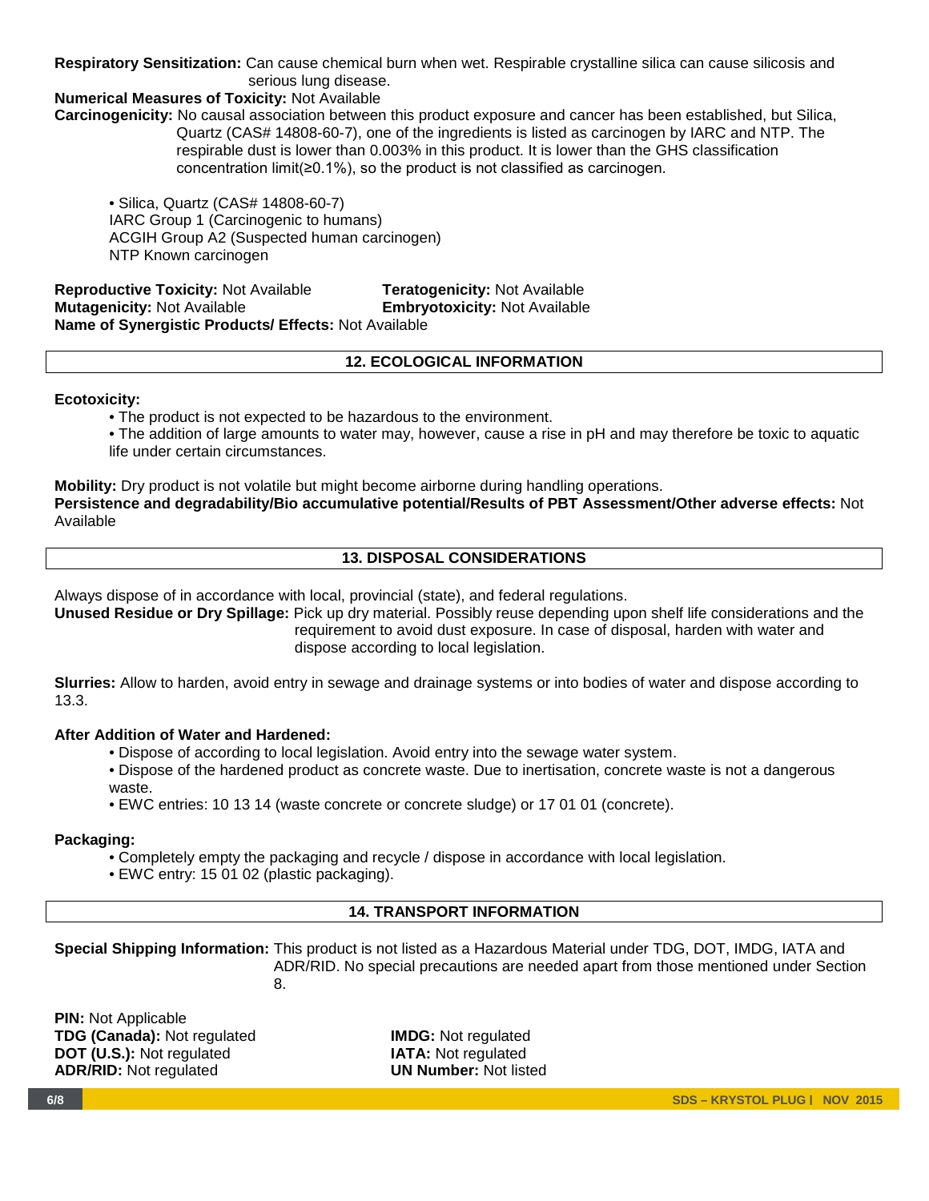**Respiratory Sensitization:** Can cause chemical burn when wet. Respirable crystalline silica can cause silicosis and serious lung disease.

**Numerical Measures of Toxicity:** Not Available

**Carcinogenicity:** No causal association between this product exposure and cancer has been established, but Silica, Quartz (CAS# 14808-60-7), one of the ingredients is listed as carcinogen by IARC and NTP. The respirable dust is lower than 0.003% in this product. It is lower than the GHS classification concentration limit(≥0.1%), so the product is not classified as carcinogen.

- Silica, Quartz (CAS# 14808-60-7)
  IARC Group 1 (Carcinogenic to humans)
  ACGIH Group A2 (Suspected human carcinogen)
  NTP Known carcinogen

**Reproductive Toxicity:** Not Available

**Teratogenicity:** Not Available

**Mutagenicity:** Not Available

**Embryotoxicity:** Not Available

**Name of Synergistic Products/ Effects:** Not Available

## 12. ECOLOGICAL INFORMATION

**Ecotoxicity:**

- The product is not expected to be hazardous to the environment.
- The addition of large amounts to water may, however, cause a rise in pH and may therefore be toxic to aquatic life under certain circumstances.

**Mobility:** Dry product is not volatile but might become airborne during handling operations.

**Persistence and degradability/Bio accumulative potential/Results of PBT Assessment/Other adverse effects:** Not Available

## 13. DISPOSAL CONSIDERATIONS

Always dispose of in accordance with local, provincial (state), and federal regulations.

**Unused Residue or Dry Spillage:** Pick up dry material. Possibly reuse depending upon shelf life considerations and the requirement to avoid dust exposure. In case of disposal, harden with water and dispose according to local legislation.

**Slurries:** Allow to harden, avoid entry in sewage and drainage systems or into bodies of water and dispose according to 13.3.

**After Addition of Water and Hardened:**

- Dispose of according to local legislation. Avoid entry into the sewage water system.
- Dispose of the hardened product as concrete waste. Due to inertisation, concrete waste is not a dangerous waste.
- EWC entries: 10 13 14 (waste concrete or concrete sludge) or 17 01 01 (concrete).

**Packaging:**

- Completely empty the packaging and recycle / dispose in accordance with local legislation.
- EWC entry: 15 01 02 (plastic packaging).

## 14. TRANSPORT INFORMATION

**Special Shipping Information:** This product is not listed as a Hazardous Material under TDG, DOT, IMDG, IATA and ADR/RID. No special precautions are needed apart from those mentioned under Section 8.

**PIN:** Not Applicable

**TDG (Canada):** Not regulated

**DOT (U.S.):** Not regulated

**ADR/RID:** Not regulated

**IMDG:** Not regulated

**IATA:** Not regulated

**UN Number:** Not listed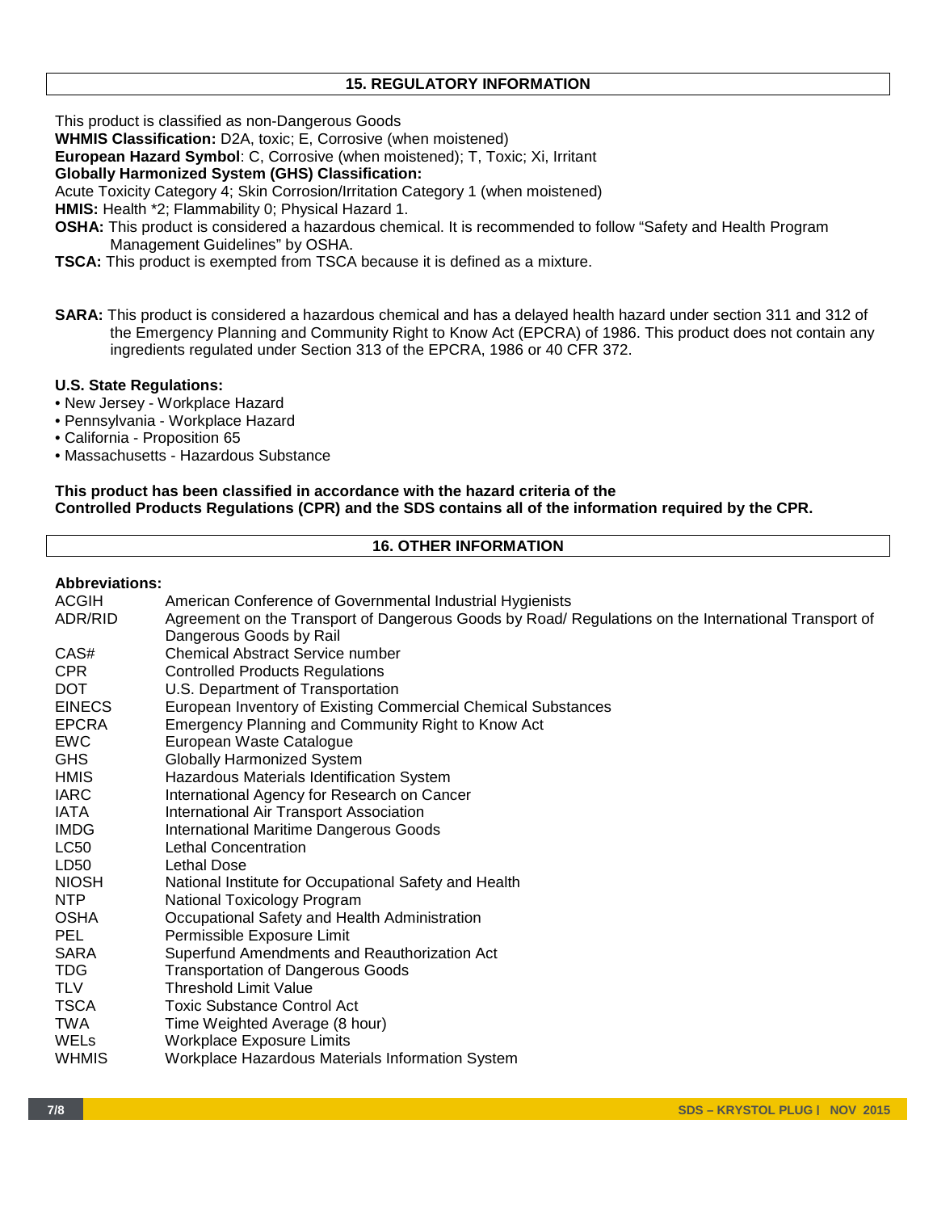## 15. REGULATORY INFORMATION

This product is classified as non-Dangerous Goods

**WHMIS Classification:** D2A, toxic; E, Corrosive (when moistened)

**European Hazard Symbol**: C, Corrosive (when moistened); T, Toxic; Xi, Irritant

**Globally Harmonized System (GHS) Classification:**

Acute Toxicity Category 4; Skin Corrosion/Irritation Category 1 (when moistened)

**HMIS:** Health *2; Flammability 0; Physical Hazard 1.

**OSHA:** This product is considered a hazardous chemical. It is recommended to follow "Safety and Health Program Management Guidelines" by OSHA.

**TSCA:** This product is exempted from TSCA because it is defined as a mixture.

**SARA:** This product is considered a hazardous chemical and has a delayed health hazard under section 311 and 312 of the Emergency Planning and Community Right to Know Act (EPCRA) of 1986. This product does not contain any ingredients regulated under Section 313 of the EPCRA, 1986 or 40 CFR 372.

**U.S. State Regulations:**

- New Jersey - Workplace Hazard
- Pennsylvania - Workplace Hazard
- California - Proposition 65
- Massachusetts - Hazardous Substance

**This product has been classified in accordance with the hazard criteria of the Controlled Products Regulations (CPR) and the SDS contains all of the information required by the CPR.**

## 16. OTHER INFORMATION

**Abbreviations:**

| | |
|---|---|
| ACGIH | American Conference of Governmental Industrial Hygienists |
| ADR/RID | Agreement on the Transport of Dangerous Goods by Road/ Regulations on the International Transport of Dangerous Goods by Rail |
| CAS# | Chemical Abstract Service number |
| CPR | Controlled Products Regulations |
| DOT | U.S. Department of Transportation |
| EINECS | European Inventory of Existing Commercial Chemical Substances |
| EPCRA | Emergency Planning and Community Right to Know Act |
| EWC | European Waste Catalogue |
| GHS | Globally Harmonized System |
| HMIS | Hazardous Materials Identification System |
| IARC | International Agency for Research on Cancer |
| IATA | International Air Transport Association |
| IMDG | International Maritime Dangerous Goods |
| LC50 | Lethal Concentration |
| LD50 | Lethal Dose |
| NIOSH | National Institute for Occupational Safety and Health |
| NTP | National Toxicology Program |
| OSHA | Occupational Safety and Health Administration |
| PEL | Permissible Exposure Limit |
| SARA | Superfund Amendments and Reauthorization Act |
| TDG | Transportation of Dangerous Goods |
| TLV | Threshold Limit Value |
| TSCA | Toxic Substance Control Act |
| TWA | Time Weighted Average (8 hour) |
| WELs | Workplace Exposure Limits |
| WHMIS | Workplace Hazardous Materials Information System |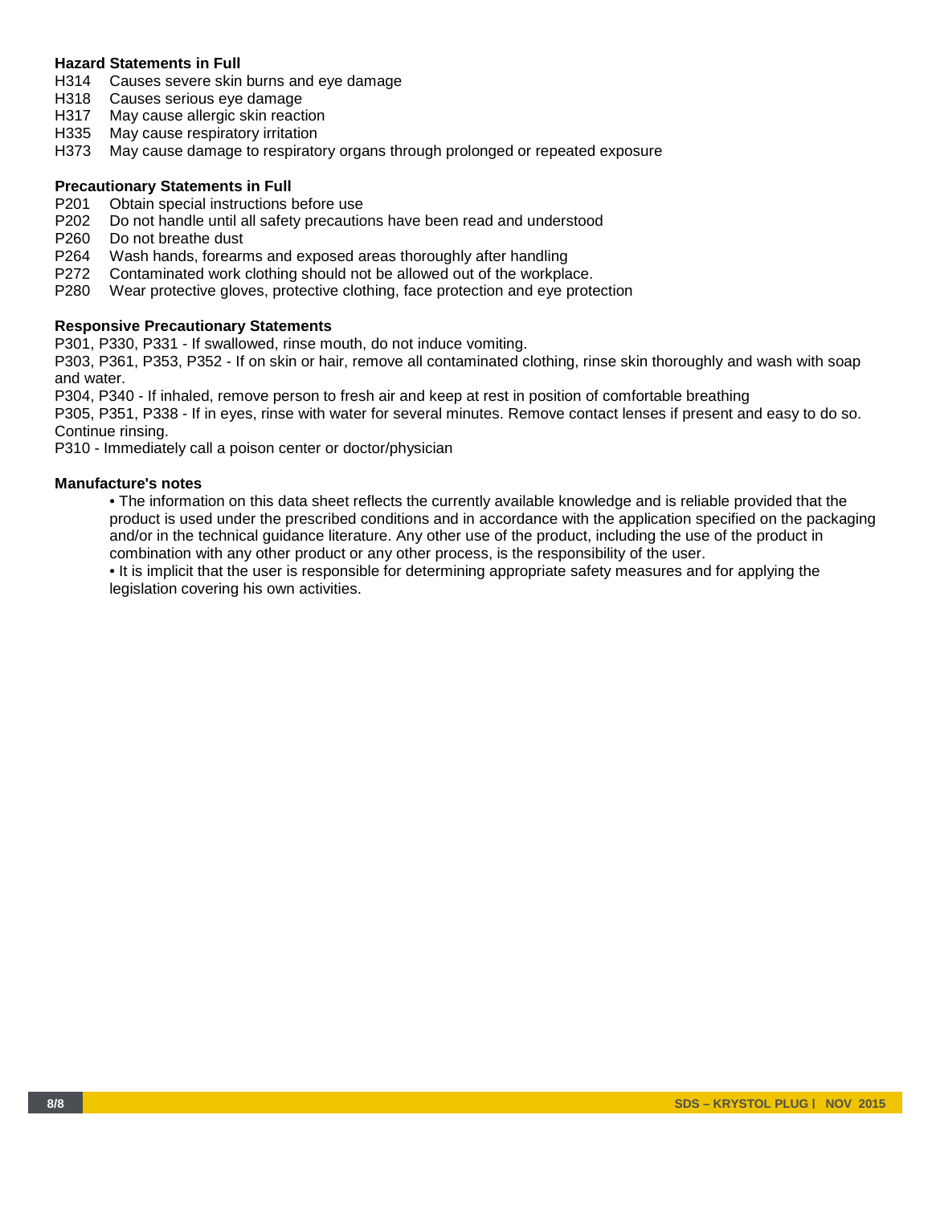**Hazard Statements in Full**

H314 Causes severe skin burns and eye damage
H318 Causes serious eye damage
H317 May cause allergic skin reaction
H335 May cause respiratory irritation
H373 May cause damage to respiratory organs through prolonged or repeated exposure

**Precautionary Statements in Full**

P201 Obtain special instructions before use
P202 Do not handle until all safety precautions have been read and understood
P260 Do not breathe dust
P264 Wash hands, forearms and exposed areas thoroughly after handling
P272 Contaminated work clothing should not be allowed out of the workplace.
P280 Wear protective gloves, protective clothing, face protection and eye protection

**Responsive Precautionary Statements**

P301, P330, P331 - If swallowed, rinse mouth, do not induce vomiting.
P303, P361, P353, P352 - If on skin or hair, remove all contaminated clothing, rinse skin thoroughly and wash with soap and water.
P304, P340 - If inhaled, remove person to fresh air and keep at rest in position of comfortable breathing
P305, P351, P338 - If in eyes, rinse with water for several minutes. Remove contact lenses if present and easy to do so. Continue rinsing.
P310 - Immediately call a poison center or doctor/physician

**Manufacture's notes**

- The information on this data sheet reflects the currently available knowledge and is reliable provided that the product is used under the prescribed conditions and in accordance with the application specified on the packaging and/or in the technical guidance literature. Any other use of the product, including the use of the product in combination with any other product or any other process, is the responsibility of the user.
- It is implicit that the user is responsible for determining appropriate safety measures and for applying the legislation covering his own activities.